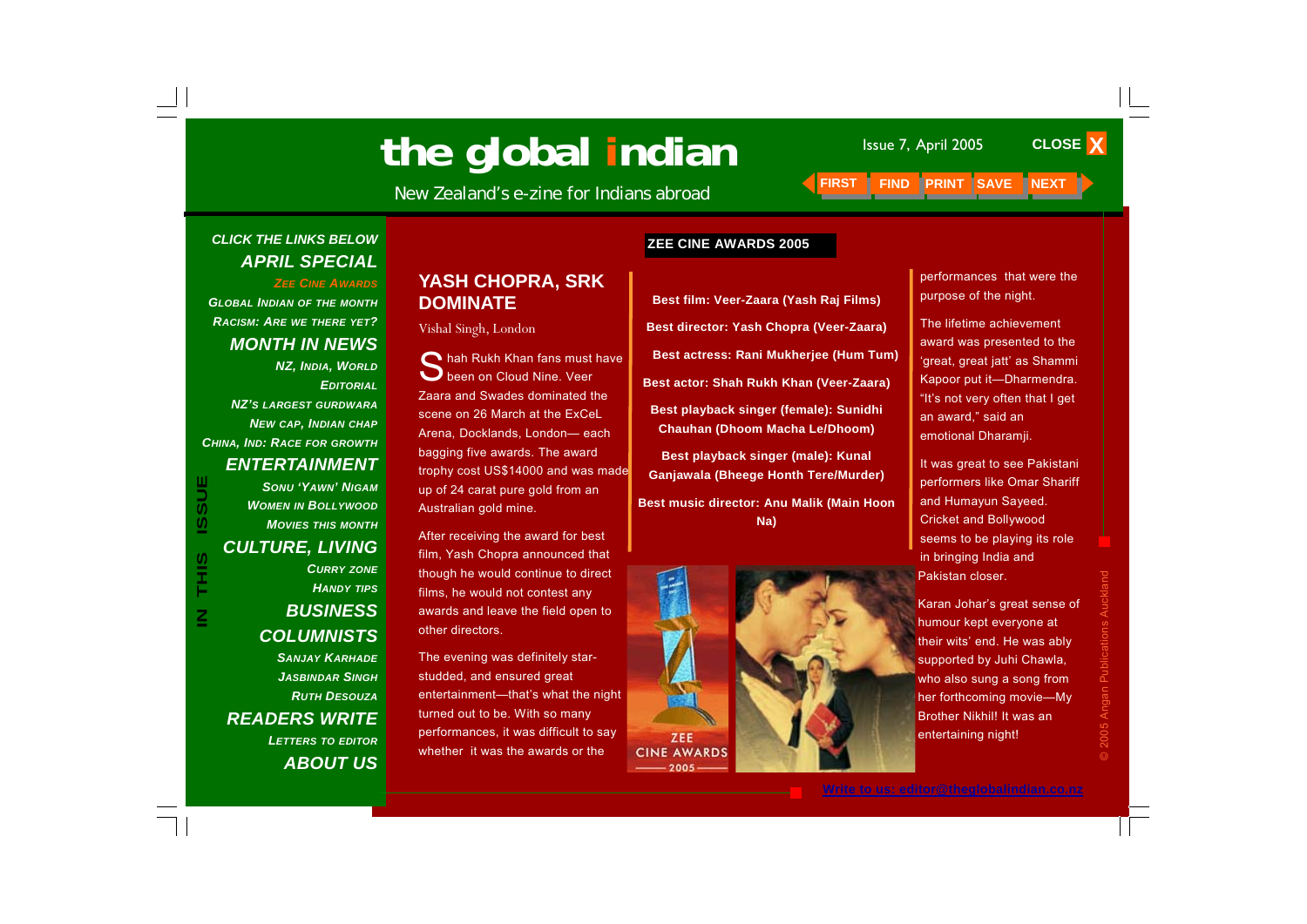# the global indian

New Zealand's e-zine for Indians abroad

Issue 7, April 2005

CLOSE X

FIRST FIND PRINT SAVE NEXT

IN THIS ISSUE

CLICK THE LINKS BELOW

**APRIL SPECIAL**

- Zee Cine Awards
- Global Indian of the Month
- Racism: Are we there yet?

**MONTH IN NEWS**

- NZ, India, World
- Editorial
- NZ's largest gurdwara
- New cap, Indian chap
- China, Ind: Race for growth

**ENTERTAINMENT**

- Sonu 'Yawn' Nigam
- Women in Bollywood
- Movies this month

**CULTURE, LIVING**

- Curry zone
- Handy tips

**BUSINESS**

**COLUMNISTS**

- Sanjay Karhade
- Jasbindar Singh
- Ruth Desouza

**READERS WRITE**

- Letters to editor

**ABOUT US**

## ZEE CINE AWARDS 2005

# YASH CHOPRA, SRK DOMINATE

Vishal Singh, London

Shah Rukh Khan fans must have been on Cloud Nine. Veer Zaara and Swades dominated the scene on 26 March at the ExCeL Arena, Docklands, London— each bagging five awards. The award trophy cost US$14000 and was made up of 24 carat pure gold from an Australian gold mine.

After receiving the award for best film, Yash Chopra announced that though he would continue to direct films, he would not contest any awards and leave the field open to other directors.

The evening was definitely star-studded, and ensured great entertainment—that's what the night turned out to be. With so many performances, it was difficult to say whether it was the awards or the performances that were the purpose of the night.

**Best film: Veer-Zaara (Yash Raj Films)**

**Best director: Yash Chopra (Veer-Zaara)**

**Best actress: Rani Mukherjee (Hum Tum)**

**Best actor: Shah Rukh Khan (Veer-Zaara)**

**Best playback singer (female): Sunidhi Chauhan (Dhoom Macha Le/Dhoom)**

**Best playback singer (male): Kunal Ganjawala (Bheege Honth Tere/Murder)**

**Best music director: Anu Malik (Main Hoon Na)**

ZEE CINE AWARDS 2005

The lifetime achievement award was presented to the 'great, great jatt' as Shammi Kapoor put it—Dharmendra. "It's not very often that I get an award," said an emotional Dharamji.

It was great to see Pakistani performers like Omar Shariff and Humayun Sayeed. Cricket and Bollywood seems to be playing its role in bringing India and Pakistan closer.

Karan Johar's great sense of humour kept everyone at their wits' end. He was ably supported by Juhi Chawla, who also sung a song from her forthcoming movie—My Brother Nikhil! It was an entertaining night!

© 2005 Angan Publications Auckland

Write to us: editor@theglobalindian.co.nz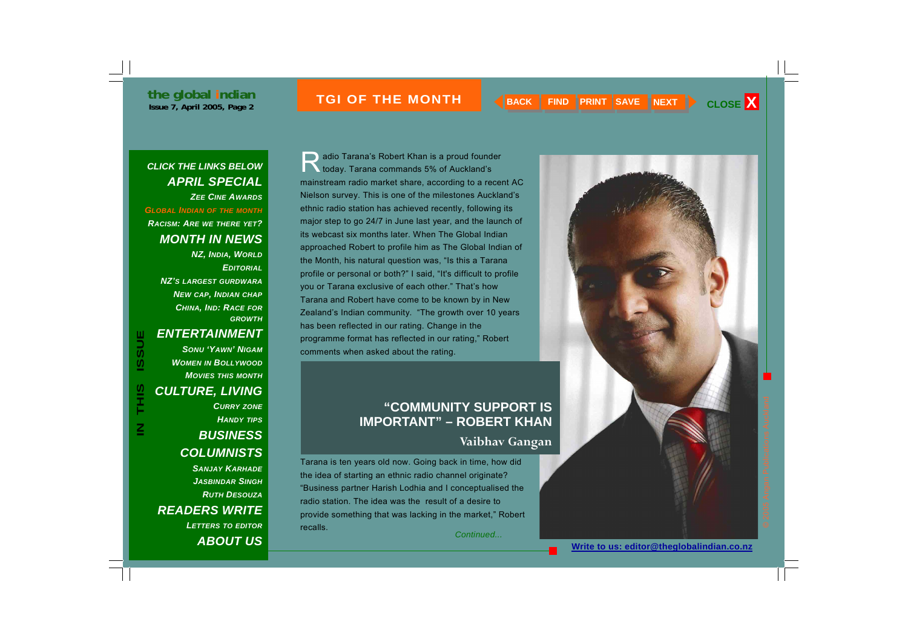## "COMMUNITY SUPPORT IS IMPORTANT" – ROBERT KHAN

**Vaibhav Gangan**

Radio Tarana's Robert Khan is a proud founder today. Tarana commands 5% of Auckland's mainstream radio market share, according to a recent AC Nielson survey. This is one of the milestones Auckland's ethnic radio station has achieved recently, following its major step to go 24/7 in June last year, and the launch of its webcast six months later. When The Global Indian approached Robert to profile him as The Global Indian of the Month, his natural question was, "Is this a Tarana profile or personal or both?" I said, "It's difficult to profile you or Tarana exclusive of each other." That's how Tarana and Robert have come to be known by in New Zealand's Indian community. "The growth over 10 years has been reflected in our rating. Change in the programme format has reflected in our rating," Robert comments when asked about the rating.

Tarana is ten years old now. Going back in time, how did the idea of starting an ethnic radio channel originate? "Business partner Harish Lodhia and I conceptualised the radio station. The idea was the result of a desire to provide something that was lacking in the market," Robert recalls.

*Continued...*

**Write to us: editor@theglobalindian.co.nz**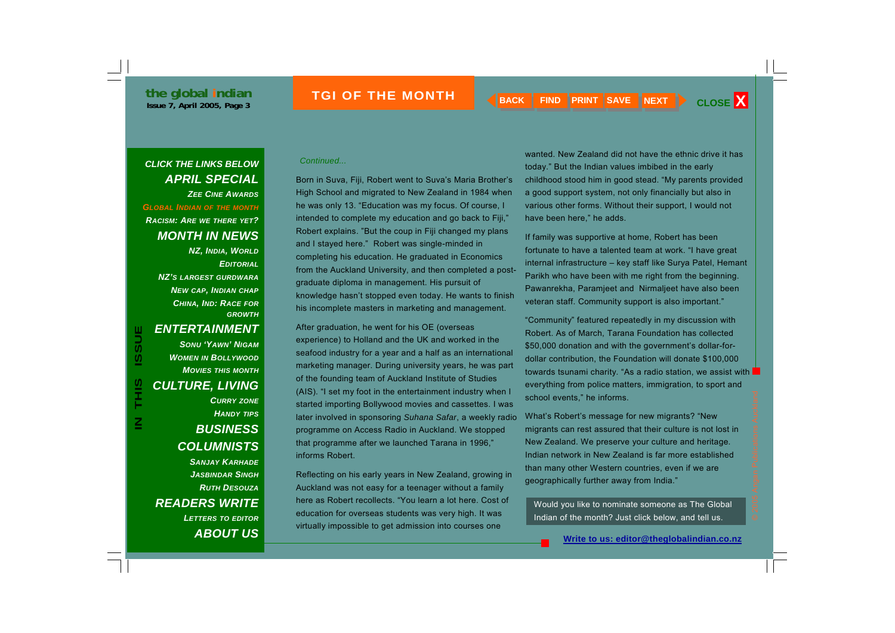## TGI OF THE MONTH

*Continued...*

Born in Suva, Fiji, Robert went to Suva's Maria Brother's High School and migrated to New Zealand in 1984 when he was only 13. "Education was my focus. Of course, I intended to complete my education and go back to Fiji," Robert explains. "But the coup in Fiji changed my plans and I stayed here." Robert was single-minded in completing his education. He graduated in Economics from the Auckland University, and then completed a post-graduate diploma in management. His pursuit of knowledge hasn't stopped even today. He wants to finish his incomplete masters in marketing and management.

After graduation, he went for his OE (overseas experience) to Holland and the UK and worked in the seafood industry for a year and a half as an international marketing manager. During university years, he was part of the founding team of Auckland Institute of Studies (AIS). "I set my foot in the entertainment industry when I started importing Bollywood movies and cassettes. I was later involved in sponsoring *Suhana Safar*, a weekly radio programme on Access Radio in Auckland. We stopped that programme after we launched Tarana in 1996," informs Robert.

Reflecting on his early years in New Zealand, growing in Auckland was not easy for a teenager without a family here as Robert recollects. "You learn a lot here. Cost of education for overseas students was very high. It was virtually impossible to get admission into courses one wanted. New Zealand did not have the ethnic drive it has today." But the Indian values imbibed in the early childhood stood him in good stead. "My parents provided a good support system, not only financially but also in various other forms. Without their support, I would not have been here," he adds.

If family was supportive at home, Robert has been fortunate to have a talented team at work. "I have great internal infrastructure – key staff like Surya Patel, Hemant Parikh who have been with me right from the beginning. Pawanrekha, Paramjeet and Nirmaljeet have also been veteran staff. Community support is also important."

"Community" featured repeatedly in my discussion with Robert. As of March, Tarana Foundation has collected $50,000 donation and with the government's dollar-for-dollar contribution, the Foundation will donate $100,000 towards tsunami charity. "As a radio station, we assist with everything from police matters, immigration, to sport and school events," he informs.

What's Robert's message for new migrants? "New migrants can rest assured that their culture is not lost in New Zealand. We preserve your culture and heritage. Indian network in New Zealand is far more established than many other Western countries, even if we are geographically further away from India."

Would you like to nominate someone as The Global Indian of the month? Just click below, and tell us.

**Write to us: editor@theglobalindian.co.nz**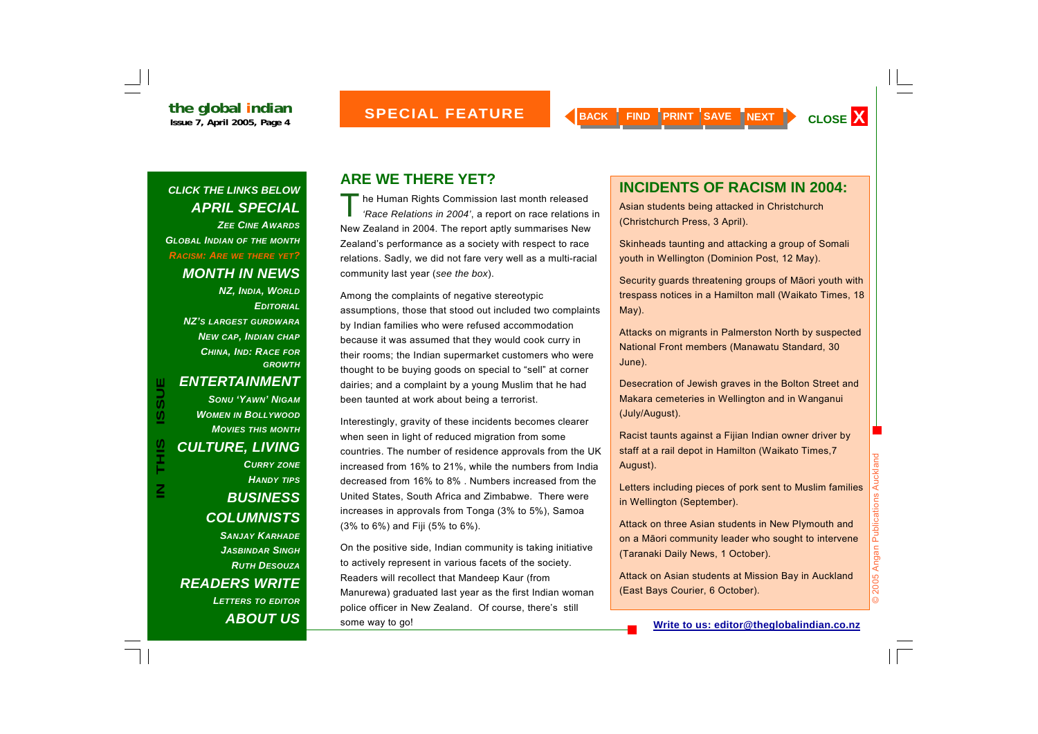## ARE WE THERE YET?

The Human Rights Commission last month released *'Race Relations in 2004'*, a report on race relations in New Zealand in 2004. The report aptly summarises New Zealand's performance as a society with respect to race relations. Sadly, we did not fare very well as a multi-racial community last year (*see the box*).

Among the complaints of negative stereotypic assumptions, those that stood out included two complaints by Indian families who were refused accommodation because it was assumed that they would cook curry in their rooms; the Indian supermarket customers who were thought to be buying goods on special to "sell" at corner dairies; and a complaint by a young Muslim that he had been taunted at work about being a terrorist.

Interestingly, gravity of these incidents becomes clearer when seen in light of reduced migration from some countries. The number of residence approvals from the UK increased from 16% to 21%, while the numbers from India decreased from 16% to 8% . Numbers increased from the United States, South Africa and Zimbabwe. There were increases in approvals from Tonga (3% to 5%), Samoa (3% to 6%) and Fiji (5% to 6%).

On the positive side, Indian community is taking initiative to actively represent in various facets of the society. Readers will recollect that Mandeep Kaur (from Manurewa) graduated last year as the first Indian woman police officer in New Zealand. Of course, there's still some way to go!

## INCIDENTS OF RACISM IN 2004:

Asian students being attacked in Christchurch (Christchurch Press, 3 April).

Skinheads taunting and attacking a group of Somali youth in Wellington (Dominion Post, 12 May).

Security guards threatening groups of Māori youth with trespass notices in a Hamilton mall (Waikato Times, 18 May).

Attacks on migrants in Palmerston North by suspected National Front members (Manawatu Standard, 30 June).

Desecration of Jewish graves in the Bolton Street and Makara cemeteries in Wellington and in Wanganui (July/August).

Racist taunts against a Fijian Indian owner driver by staff at a rail depot in Hamilton (Waikato Times,7 August).

Letters including pieces of pork sent to Muslim families in Wellington (September).

Attack on three Asian students in New Plymouth and on a Māori community leader who sought to intervene (Taranaki Daily News, 1 October).

Attack on Asian students at Mission Bay in Auckland (East Bays Courier, 6 October).

Write to us: editor@theglobalindian.co.nz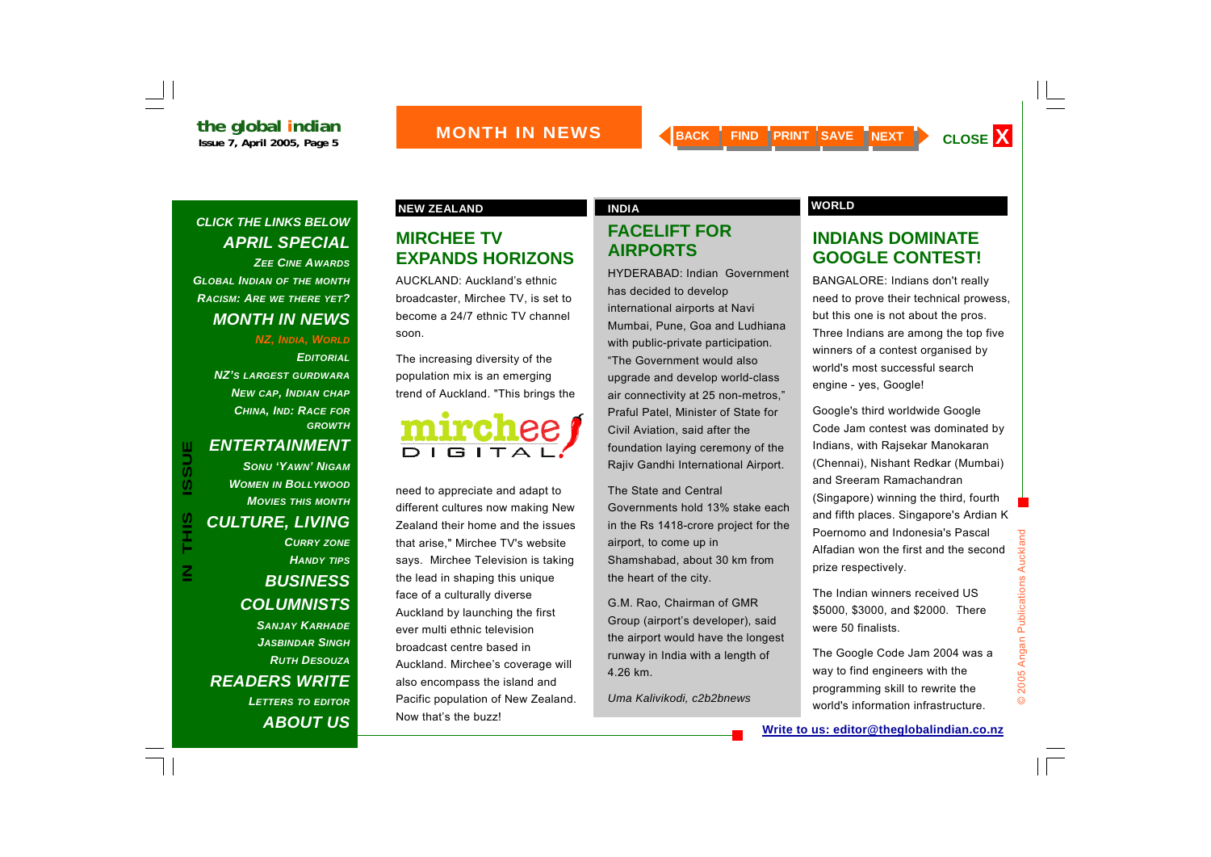# MONTH IN NEWS

**CLICK THE LINKS BELOW**

**APRIL SPECIAL**
- Zee Cine Awards
- Global Indian of the Month
- Racism: Are We There Yet?

**MONTH IN NEWS**
- NZ, India, World
- Editorial
- NZ's Largest Gurdwara
- New Cap, Indian Chap
- China, Ind: Race for Growth

**ENTERTAINMENT**
- Sonu 'Yawn' Nigam
- Women in Bollywood
- Movies This Month

**CULTURE, LIVING**
- Curry Zone
- Handy Tips

**BUSINESS**

**COLUMNISTS**
- Sanjay Karhade
- Jasbindar Singh
- Ruth Desouza

**READERS WRITE**
- Letters to Editor

**ABOUT US**

---

**NEW ZEALAND**

## MIRCHEE TV EXPANDS HORIZONS

AUCKLAND: Auckland's ethnic broadcaster, Mirchee TV, is set to become a 24/7 ethnic TV channel soon.

The increasing diversity of the population mix is an emerging trend of Auckland. "This brings the need to appreciate and adapt to different cultures now making New Zealand their home and the issues that arise," Mirchee TV's website says. Mirchee Television is taking the lead in shaping this unique face of a culturally diverse Auckland by launching the first ever multi ethnic television broadcast centre based in Auckland. Mirchee's coverage will also encompass the island and Pacific population of New Zealand. Now that's the buzz!

---

**INDIA**

## FACELIFT FOR AIRPORTS

HYDERABAD: Indian Government has decided to develop international airports at Navi Mumbai, Pune, Goa and Ludhiana with public-private participation. "The Government would also upgrade and develop world-class air connectivity at 25 non-metros," Praful Patel, Minister of State for Civil Aviation, said after the foundation laying ceremony of the Rajiv Gandhi International Airport.

The State and Central Governments hold 13% stake each in the Rs 1418-crore project for the airport, to come up in Shamshabad, about 30 km from the heart of the city.

G.M. Rao, Chairman of GMR Group (airport's developer), said the airport would have the longest runway in India with a length of 4.26 km.

*Uma Kalivikodi, c2b2bnews*

---

**WORLD**

## INDIANS DOMINATE GOOGLE CONTEST!

BANGALORE: Indians don't really need to prove their technical prowess, but this one is not about the pros. Three Indians are among the top five winners of a contest organised by world's most successful search engine - yes, Google!

Google's third worldwide Google Code Jam contest was dominated by Indians, with Rajsekar Manokaran (Chennai), Nishant Redkar (Mumbai) and Sreeram Ramachandran (Singapore) winning the third, fourth and fifth places. Singapore's Ardian K Poernomo and Indonesia's Pascal Alfadian won the first and the second prize respectively.

The Indian winners received US $5000, $3000, and $2000. There were 50 finalists.

The Google Code Jam 2004 was a way to find engineers with the programming skill to rewrite the world's information infrastructure.

**Write to us: editor@theglobalindian.co.nz**

© 2005 Angan Publications Auckland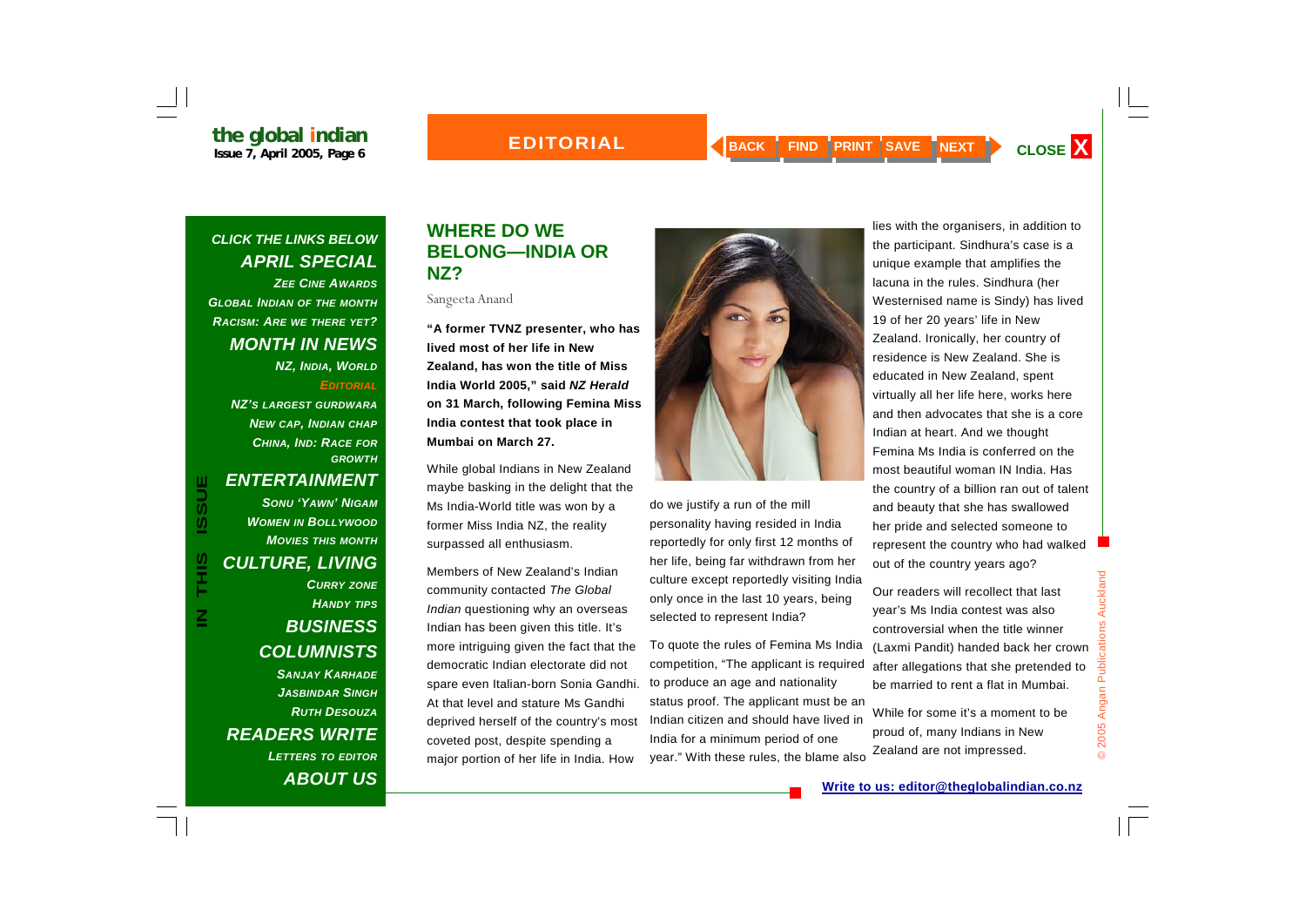## WHERE DO WE BELONG—INDIA OR NZ?

Sangeeta Anand

**"A former TVNZ presenter, who has lived most of her life in New Zealand, has won the title of Miss India World 2005," said *NZ Herald* on 31 March, following Femina Miss India contest that took place in Mumbai on March 27.**

While global Indians in New Zealand maybe basking in the delight that the Ms India-World title was won by a former Miss India NZ, the reality surpassed all enthusiasm.

Members of New Zealand's Indian community contacted *The Global Indian* questioning why an overseas Indian has been given this title. It's more intriguing given the fact that the democratic Indian electorate did not spare even Italian-born Sonia Gandhi. At that level and stature Ms Gandhi deprived herself of the country's most coveted post, despite spending a major portion of her life in India. How do we justify a run of the mill personality having resided in India reportedly for only first 12 months of her life, being far withdrawn from her culture except reportedly visiting India only once in the last 10 years, being selected to represent India?

To quote the rules of Femina Ms India competition, "The applicant is required to produce an age and nationality status proof. The applicant must be an Indian citizen and should have lived in India for a minimum period of one year." With these rules, the blame also lies with the organisers, in addition to the participant. Sindhura's case is a unique example that amplifies the lacuna in the rules. Sindhura (her Westernised name is Sindy) has lived 19 of her 20 years' life in New Zealand. Ironically, her country of residence is New Zealand. She is educated in New Zealand, spent virtually all her life here, works here and then advocates that she is a core Indian at heart. And we thought Femina Ms India is conferred on the most beautiful woman IN India. Has the country of a billion ran out of talent and beauty that she has swallowed her pride and selected someone to represent the country who had walked out of the country years ago?

Our readers will recollect that last year's Ms India contest was also controversial when the title winner (Laxmi Pandit) handed back her crown after allegations that she pretended to be married to rent a flat in Mumbai.

While for some it's a moment to be proud of, many Indians in New Zealand are not impressed.

**Write to us: editor@theglobalindian.co.nz**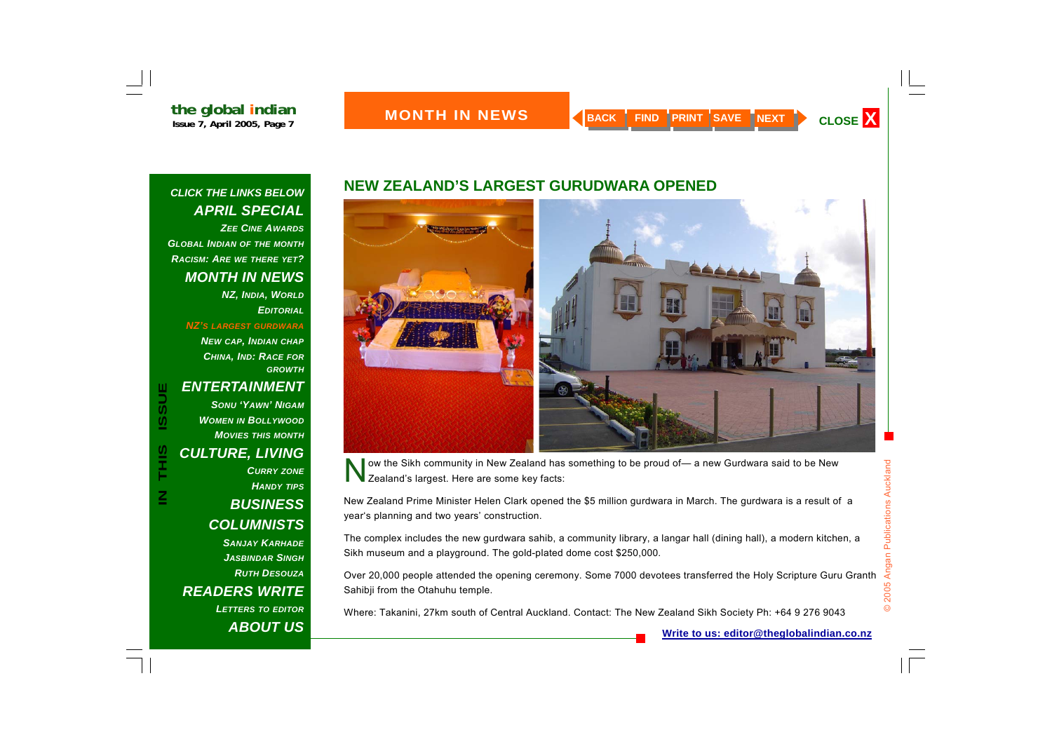## NEW ZEALAND'S LARGEST GURUDWARA OPENED

Now the Sikh community in New Zealand has something to be proud of— a new Gurdwara said to be New Zealand's largest. Here are some key facts:

New Zealand Prime Minister Helen Clark opened the $5 million gurdwara in March. The gurdwara is a result of a year's planning and two years' construction.

The complex includes the new gurdwara sahib, a community library, a langar hall (dining hall), a modern kitchen, a Sikh museum and a playground. The gold-plated dome cost $250,000.

Over 20,000 people attended the opening ceremony. Some 7000 devotees transferred the Holy Scripture Guru Granth Sahibji from the Otahuhu temple.

Where: Takanini, 27km south of Central Auckland. Contact: The New Zealand Sikh Society Ph: +64 9 276 9043

**Write to us: editor@theglobalindian.co.nz**

© 2005 Angan Publications Auckland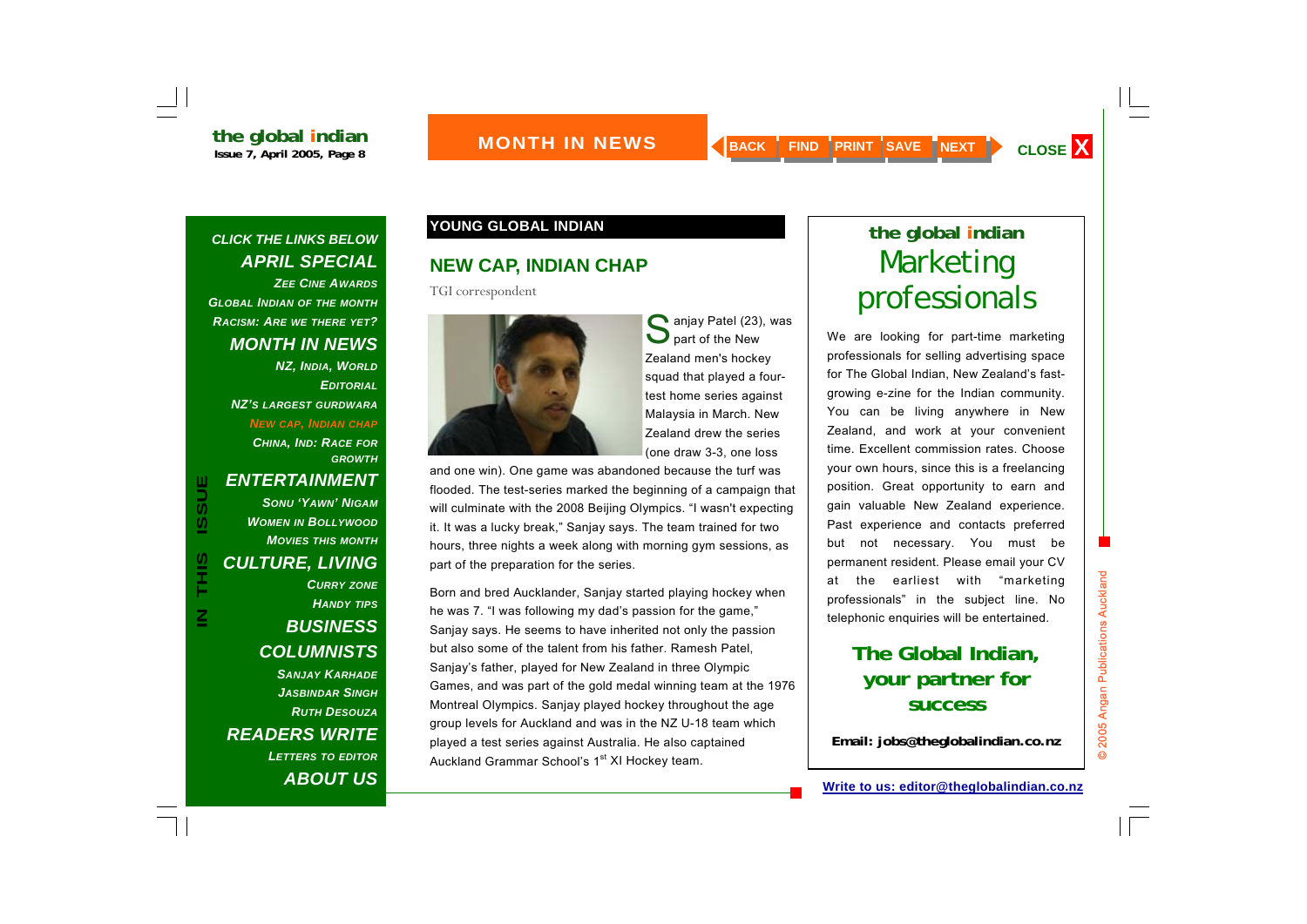## YOUNG GLOBAL INDIAN

# NEW CAP, INDIAN CHAP

TGI correspondent

Sanjay Patel (23), was part of the New Zealand men's hockey squad that played a four-test home series against Malaysia in March. New Zealand drew the series (one draw 3-3, one loss and one win). One game was abandoned because the turf was flooded. The test-series marked the beginning of a campaign that will culminate with the 2008 Beijing Olympics. "I wasn't expecting it. It was a lucky break," Sanjay says. The team trained for two hours, three nights a week along with morning gym sessions, as part of the preparation for the series.

Born and bred Aucklander, Sanjay started playing hockey when he was 7. "I was following my dad's passion for the game," Sanjay says. He seems to have inherited not only the passion but also some of the talent from his father. Ramesh Patel, Sanjay's father, played for New Zealand in three Olympic Games, and was part of the gold medal winning team at the 1976 Montreal Olympics. Sanjay played hockey throughout the age group levels for Auckland and was in the NZ U-18 team which played a test series against Australia. He also captained Auckland Grammar School's 1st XI Hockey team.

---

**the global indian**

## Marketing professionals

We are looking for part-time marketing professionals for selling advertising space for The Global Indian, New Zealand's fast-growing e-zine for the Indian community. You can be living anywhere in New Zealand, and work at your convenient time. Excellent commission rates. Choose your own hours, since this is a freelancing position. Great opportunity to earn and gain valuable New Zealand experience. Past experience and contacts preferred but not necessary. You must be permanent resident. Please email your CV at the earliest with "marketing professionals" in the subject line. No telephonic enquiries will be entertained.

**The Global Indian, your partner for success**

**Email: jobs@theglobalindian.co.nz**

Write to us: editor@theglobalindian.co.nz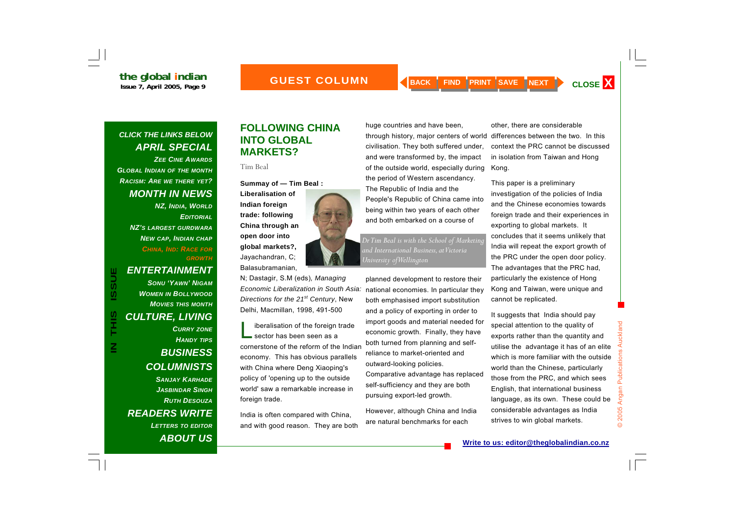# FOLLOWING CHINA INTO GLOBAL MARKETS?

Tim Beal

**Summay of — Tim Beal : Liberalisation of Indian foreign trade: following China through an open door into global markets?,** Jayachandran, C; Balasubramanian, N; Dastagir, S.M (eds), *Managing Economic Liberalization in South Asia: Directions for the 21st Century*, New Delhi, Macmillan, 1998, 491-500

*Dr Tim Beal is with the School of Marketing and International Business, at Victoria University of Wellington*

Liberalisation of the foreign trade sector has been seen as a cornerstone of the reform of the Indian economy. This has obvious parallels with China where Deng Xiaoping's policy of 'opening up to the outside world' saw a remarkable increase in foreign trade.

India is often compared with China, and with good reason. They are both huge countries and have been, through history, major centers of world civilisation. They both suffered under, and were transformed by, the impact of the outside world, especially during the period of Western ascendancy. The Republic of India and the People's Republic of China came into being within two years of each other and both embarked on a course of planned development to restore their national economies. In particular they both emphasised import substitution and a policy of exporting in order to import goods and material needed for economic growth. Finally, they have both turned from planning and self-reliance to market-oriented and outward-looking policies. Comparative advantage has replaced self-sufficiency and they are both pursuing export-led growth.

However, although China and India are natural benchmarks for each other, there are considerable differences between the two. In this context the PRC cannot be discussed in isolation from Taiwan and Hong Kong.

This paper is a preliminary investigation of the policies of India and the Chinese economies towards foreign trade and their experiences in exporting to global markets. It concludes that it seems unlikely that India will repeat the export growth of the PRC under the open door policy. The advantages that the PRC had, particularly the existence of Hong Kong and Taiwan, were unique and cannot be replicated.

It suggests that India should pay special attention to the quality of exports rather than the quantity and utilise the advantage it has of an elite which is more familiar with the outside world than the Chinese, particularly those from the PRC, and which sees English, that international business language, as its own. These could be considerable advantages as India strives to win global markets.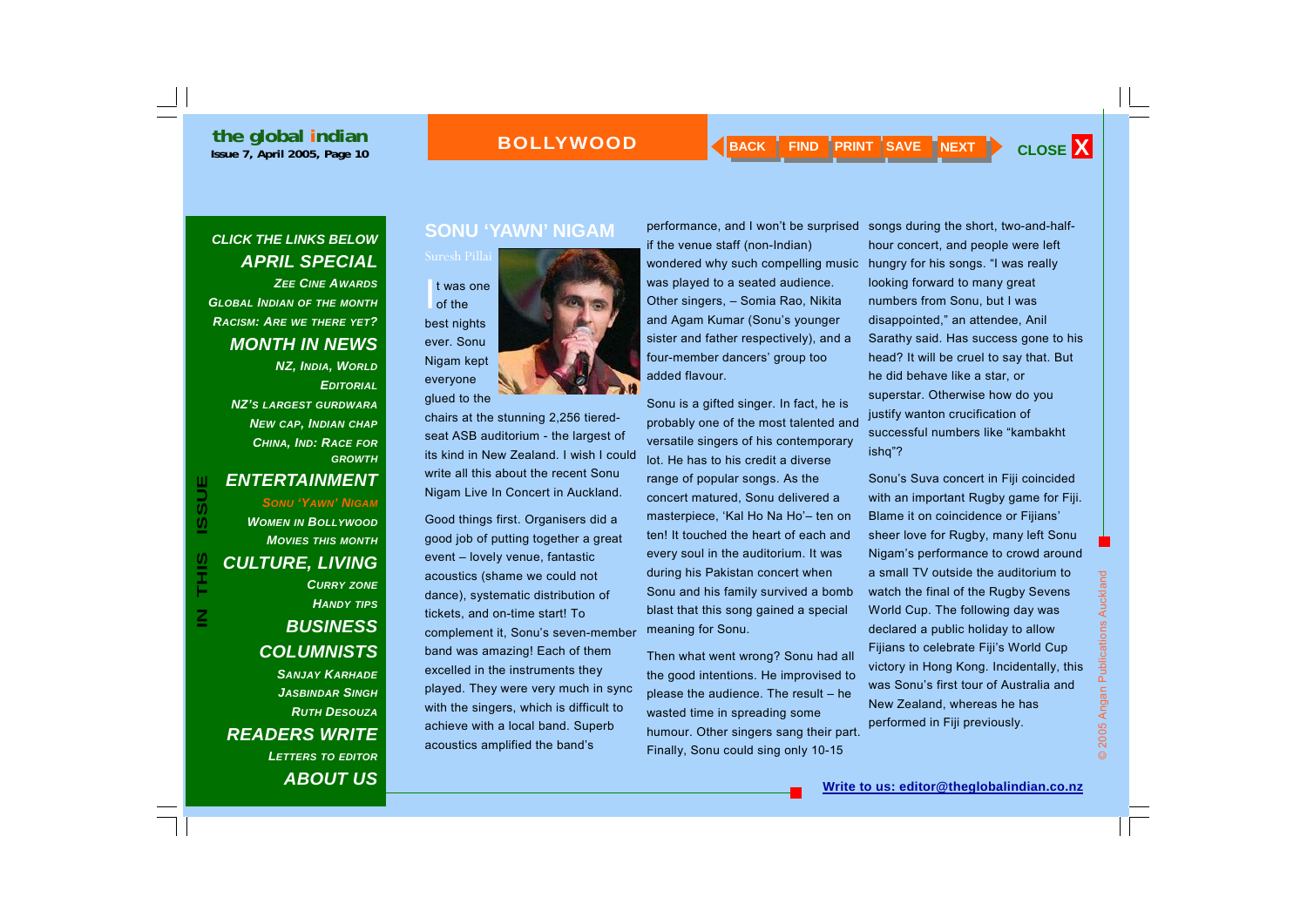## SONU 'YAWN' NIGAM

Suresh Pillai

It was one of the best nights ever. Sonu Nigam kept everyone glued to the chairs at the stunning 2,256 tiered-seat ASB auditorium - the largest of its kind in New Zealand. I wish I could write all this about the recent Sonu Nigam Live In Concert in Auckland.

Good things first. Organisers did a good job of putting together a great event – lovely venue, fantastic acoustics (shame we could not dance), systematic distribution of tickets, and on-time start! To complement it, Sonu's seven-member band was amazing! Each of them excelled in the instruments they played. They were very much in sync with the singers, which is difficult to achieve with a local band. Superb acoustics amplified the band's performance, and I won't be surprised if the venue staff (non-Indian) wondered why such compelling music was played to a seated audience. Other singers, – Somia Rao, Nikita and Agam Kumar (Sonu's younger sister and father respectively), and a four-member dancers' group too added flavour.

Sonu is a gifted singer. In fact, he is probably one of the most talented and versatile singers of his contemporary lot. He has to his credit a diverse range of popular songs. As the concert matured, Sonu delivered a masterpiece, 'Kal Ho Na Ho'– ten on ten! It touched the heart of each and every soul in the auditorium. It was during his Pakistan concert when Sonu and his family survived a bomb blast that this song gained a special meaning for Sonu.

Then what went wrong? Sonu had all the good intentions. He improvised to please the audience. The result – he wasted time in spreading some humour. Other singers sang their part. Finally, Sonu could sing only 10-15 songs during the short, two-and-half-hour concert, and people were left hungry for his songs. "I was really looking forward to many great numbers from Sonu, but I was disappointed," an attendee, Anil Sarathy said. Has success gone to his head? It will be cruel to say that. But he did behave like a star, or superstar. Otherwise how do you justify wanton crucification of successful numbers like "kambakht ishq"?

Sonu's Suva concert in Fiji coincided with an important Rugby game for Fiji. Blame it on coincidence or Fijians' sheer love for Rugby, many left Sonu Nigam's performance to crowd around a small TV outside the auditorium to watch the final of the Rugby Sevens World Cup. The following day was declared a public holiday to allow Fijians to celebrate Fiji's World Cup victory in Hong Kong. Incidentally, this was Sonu's first tour of Australia and New Zealand, whereas he has performed in Fiji previously.

Write to us: editor@theglobalindian.co.nz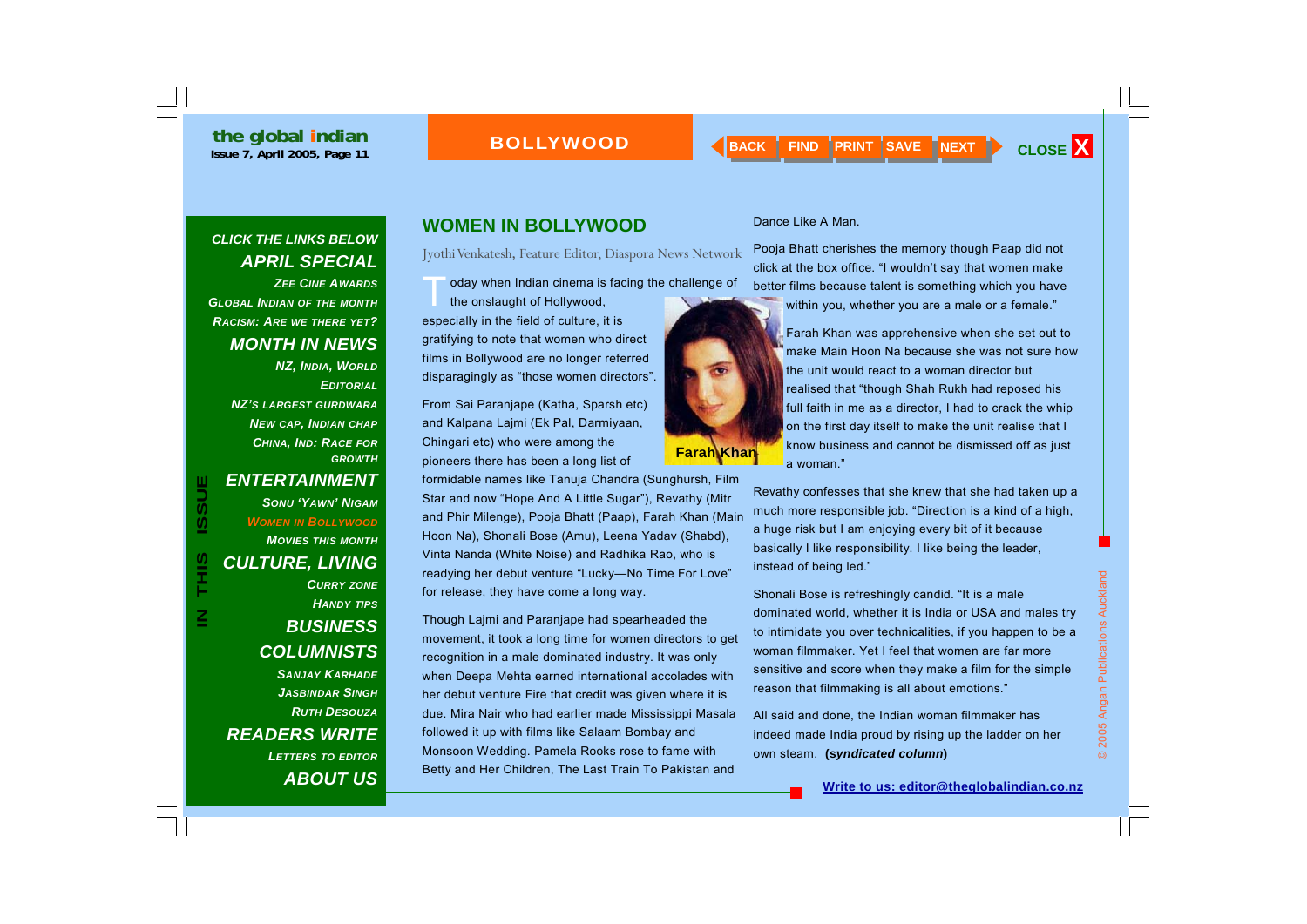## WOMEN IN BOLLYWOOD

Jyothi Venkatesh, Feature Editor, Diaspora News Network

Today when Indian cinema is facing the challenge of the onslaught of Hollywood, especially in the field of culture, it is gratifying to note that women who direct films in Bollywood are no longer referred disparagingly as "those women directors".

From Sai Paranjape (Katha, Sparsh etc) and Kalpana Lajmi (Ek Pal, Darmiyaan, Chingari etc) who were among the pioneers there has been a long list of formidable names like Tanuja Chandra (Sunghursh, Film Star and now "Hope And A Little Sugar"), Revathy (Mitr and Phir Milenge), Pooja Bhatt (Paap), Farah Khan (Main Hoon Na), Shonali Bose (Amu), Leena Yadav (Shabd), Vinta Nanda (White Noise) and Radhika Rao, who is readying her debut venture "Lucky—No Time For Love" for release, they have come a long way.

Farah Khan

Though Lajmi and Paranjape had spearheaded the movement, it took a long time for women directors to get recognition in a male dominated industry. It was only when Deepa Mehta earned international accolades with her debut venture Fire that credit was given where it is due. Mira Nair who had earlier made Mississippi Masala followed it up with films like Salaam Bombay and Monsoon Wedding. Pamela Rooks rose to fame with Betty and Her Children, The Last Train To Pakistan and Dance Like A Man.

Pooja Bhatt cherishes the memory though Paap did not click at the box office. "I wouldn't say that women make better films because talent is something which you have within you, whether you are a male or a female."

Farah Khan was apprehensive when she set out to make Main Hoon Na because she was not sure how the unit would react to a woman director but realised that "though Shah Rukh had reposed his full faith in me as a director, I had to crack the whip on the first day itself to make the unit realise that I know business and cannot be dismissed off as just a woman."

Revathy confesses that she knew that she had taken up a much more responsible job. "Direction is a kind of a high, a huge risk but I am enjoying every bit of it because basically I like responsibility. I like being the leader, instead of being led."

Shonali Bose is refreshingly candid. "It is a male dominated world, whether it is India or USA and males try to intimidate you over technicalities, if you happen to be a woman filmmaker. Yet I feel that women are far more sensitive and score when they make a film for the simple reason that filmmaking is all about emotions."

All said and done, the Indian woman filmmaker has indeed made India proud by rising up the ladder on her own steam. **(*syndicated column*)**

**Write to us: editor@theglobalindian.co.nz**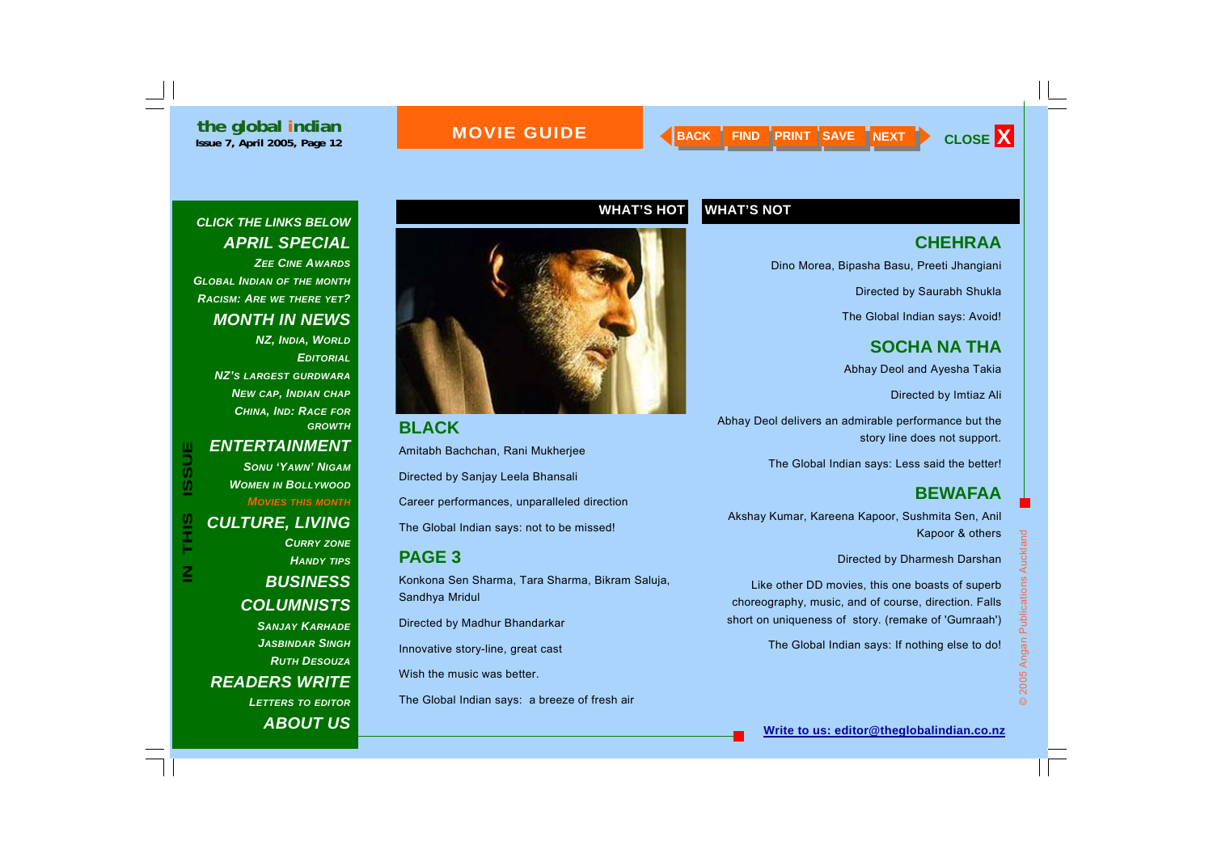# MOVIE GUIDE

## WHAT'S HOT

### BLACK

Amitabh Bachchan, Rani Mukherjee

Directed by Sanjay Leela Bhansali

Career performances, unparalleled direction

The Global Indian says: not to be missed!

### PAGE 3

Konkona Sen Sharma, Tara Sharma, Bikram Saluja, Sandhya Mridul

Directed by Madhur Bhandarkar

Innovative story-line, great cast

Wish the music was better.

The Global Indian says: a breeze of fresh air

## WHAT'S NOT

### CHEHRAA

Dino Morea, Bipasha Basu, Preeti Jhangiani

Directed by Saurabh Shukla

The Global Indian says: Avoid!

### SOCHA NA THA

Abhay Deol and Ayesha Takia

Directed by Imtiaz Ali

Abhay Deol delivers an admirable performance but the story line does not support.

The Global Indian says: Less said the better!

### BEWAFAA

Akshay Kumar, Kareena Kapoor, Sushmita Sen, Anil Kapoor & others

Directed by Dharmesh Darshan

Like other DD movies, this one boasts of superb choreography, music, and of course, direction. Falls short on uniqueness of story. (remake of 'Gumraah')

The Global Indian says: If nothing else to do!

**Write to us: editor@theglobalindian.co.nz**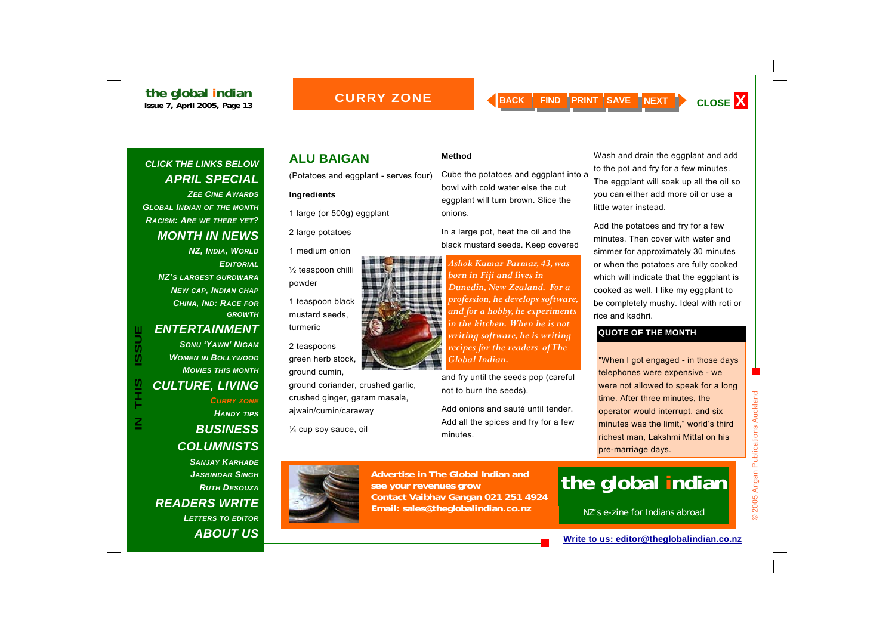## ALU BAIGAN

(Potatoes and eggplant - serves four)

**Ingredients**

1 large (or 500g) eggplant

2 large potatoes

1 medium onion

½ teaspoon chilli powder

1 teaspoon black mustard seeds, turmeric

2 teaspoons green herb stock, ground cumin, ground coriander, crushed garlic, crushed ginger, garam masala, ajwain/cumin/caraway

¼ cup soy sauce, oil

**Method**

Cube the potatoes and eggplant into a bowl with cold water else the cut eggplant will turn brown. Slice the onions.

In a large pot, heat the oil and the black mustard seeds. Keep covered and fry until the seeds pop (careful not to burn the seeds).

Add onions and sauté until tender. Add all the spices and fry for a few minutes.

Wash and drain the eggplant and add to the pot and fry for a few minutes. The eggplant will soak up all the oil so you can either add more oil or use a little water instead.

Add the potatoes and fry for a few minutes. Then cover with water and simmer for approximately 30 minutes or when the potatoes are fully cooked which will indicate that the eggplant is cooked as well. I like my eggplant to be completely mushy. Ideal with roti or rice and kadhri.

*Ashok Kumar Parmar, 43, was born in Fiji and lives in Dunedin, New Zealand. For a profession, he develops software, and for a hobby, he experiments in the kitchen. When he is not writing software, he is writing recipes for the readers of The Global Indian.*

**QUOTE OF THE MONTH**

"When I got engaged - in those days telephones were expensive - we were not allowed to speak for a long time. After three minutes, the operator would interrupt, and six minutes was the limit," world's third richest man, Lakshmi Mittal on his pre-marriage days.

**Advertise in The Global Indian and see your revenues grow**
**Contact Vaibhav Gangan 021 251 4924**
**Email: sales@theglobalindian.co.nz**

**the global indian**
NZ's e-zine for Indians abroad

**Write to us: editor@theglobalindian.co.nz**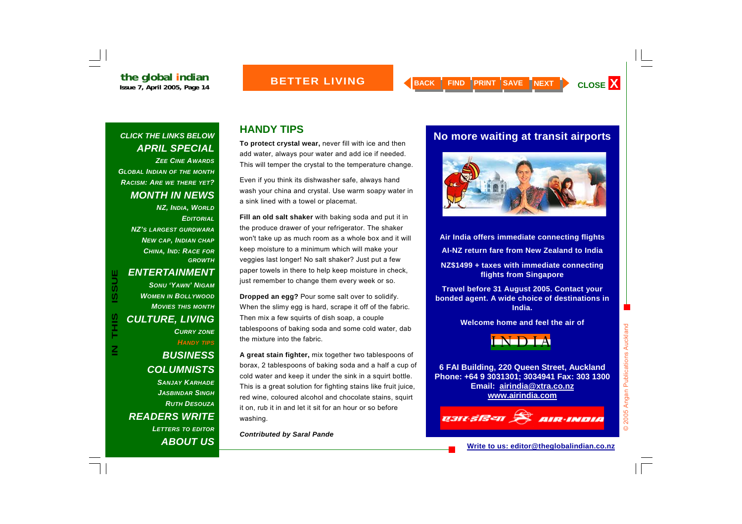**CLICK THE LINKS BELOW**

**APRIL SPECIAL**

ZEE CINE AWARDS
GLOBAL INDIAN OF THE MONTH
RACISM: ARE WE THERE YET?

**MONTH IN NEWS**

NZ, INDIA, WORLD
EDITORIAL
NZ'S LARGEST GURDWARA
NEW CAP, INDIAN CHAP
CHINA, IND: RACE FOR GROWTH

**ENTERTAINMENT**

SONU 'YAWN' NIGAM
WOMEN IN BOLLYWOOD
MOVIES THIS MONTH

**CULTURE, LIVING**

CURRY ZONE
HANDY TIPS

**BUSINESS**

**COLUMNISTS**

SANJAY KARHADE
JASBINDAR SINGH
RUTH DESOUZA

**READERS WRITE**

LETTERS TO EDITOR

**ABOUT US**

# BETTER LIVING

## HANDY TIPS

**To protect crystal wear,** never fill with ice and then add water, always pour water and add ice if needed. This will temper the crystal to the temperature change.

Even if you think its dishwasher safe, always hand wash your china and crystal. Use warm soapy water in a sink lined with a towel or placemat.

**Fill an old salt shaker** with baking soda and put it in the produce drawer of your refrigerator. The shaker won't take up as much room as a whole box and it will keep moisture to a minimum which will make your veggies last longer! No salt shaker? Just put a few paper towels in there to help keep moisture in check, just remember to change them every week or so.

**Dropped an egg?** Pour some salt over to solidify. When the slimy egg is hard, scrape it off of the fabric. Then mix a few squirts of dish soap, a couple tablespoons of baking soda and some cold water, dab the mixture into the fabric.

**A great stain fighter,** mix together two tablespoons of borax, 2 tablespoons of baking soda and a half a cup of cold water and keep it under the sink in a squirt bottle. This is a great solution for fighting stains like fruit juice, red wine, coloured alcohol and chocolate stains, squirt it on, rub it in and let it sit for an hour or so before washing.

***Contributed by Saral Pande***

## No more waiting at transit airports

**Air India offers immediate connecting flights**

**AI-NZ return fare from New Zealand to India**

**NZ$1499 + taxes with immediate connecting flights from Singapore**

**Travel before 31 August 2005. Contact your bonded agent. A wide choice of destinations in India.**

**Welcome home and feel the air of**

INDIA

**6 FAI Building, 220 Queen Street, Auckland**
**Phone: +64 9 3031301; 3034941 Fax: 303 1300**
**Email: airindia@xtra.co.nz**
**www.airindia.com**

एअर-इंडिया AIR-INDIA

**Write to us: editor@theglobalindian.co.nz**

© 2005 Angan Publications Auckland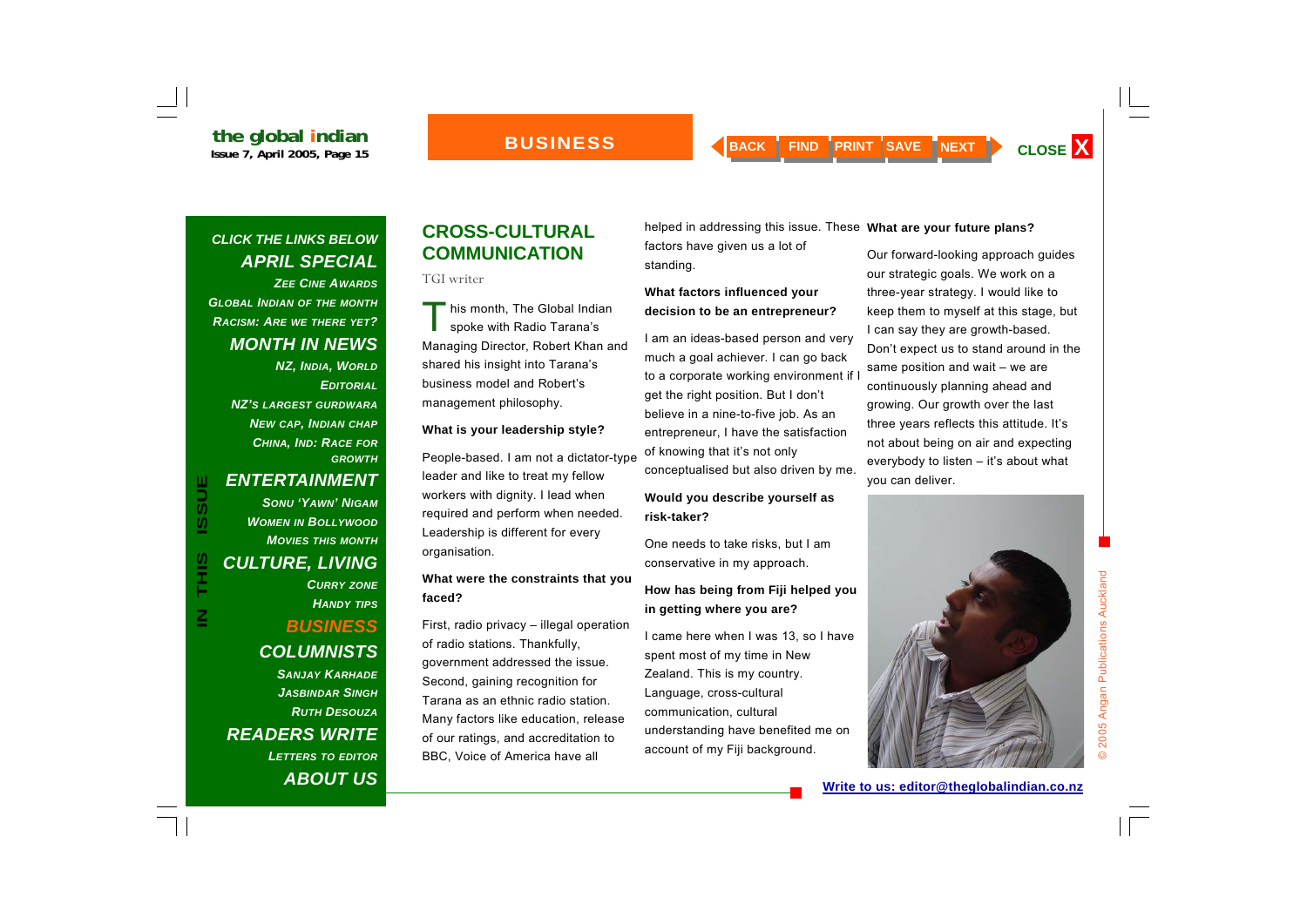# CROSS-CULTURAL COMMUNICATION

TGI writer

This month, The Global Indian spoke with Radio Tarana's Managing Director, Robert Khan and shared his insight into Tarana's business model and Robert's management philosophy.

**What is your leadership style?**

People-based. I am not a dictator-type leader and like to treat my fellow workers with dignity. I lead when required and perform when needed. Leadership is different for every organisation.

**What were the constraints that you faced?**

First, radio privacy – illegal operation of radio stations. Thankfully, government addressed the issue. Second, gaining recognition for Tarana as an ethnic radio station. Many factors like education, release of our ratings, and accreditation to BBC, Voice of America have all helped in addressing this issue. These factors have given us a lot of standing.

**What factors influenced your decision to be an entrepreneur?**

I am an ideas-based person and very much a goal achiever. I can go back to a corporate working environment if I get the right position. But I don't believe in a nine-to-five job. As an entrepreneur, I have the satisfaction of knowing that it's not only conceptualised but also driven by me.

**Would you describe yourself as risk-taker?**

One needs to take risks, but I am conservative in my approach.

**How has being from Fiji helped you in getting where you are?**

I came here when I was 13, so I have spent most of my time in New Zealand. This is my country. Language, cross-cultural communication, cultural understanding have benefited me on account of my Fiji background.

**What are your future plans?**

Our forward-looking approach guides our strategic goals. We work on a three-year strategy. I would like to keep them to myself at this stage, but I can say they are growth-based. Don't expect us to stand around in the same position and wait – we are continuously planning ahead and growing. Our growth over the last three years reflects this attitude. It's not about being on air and expecting everybody to listen – it's about what you can deliver.

Write to us: editor@theglobalindian.co.nz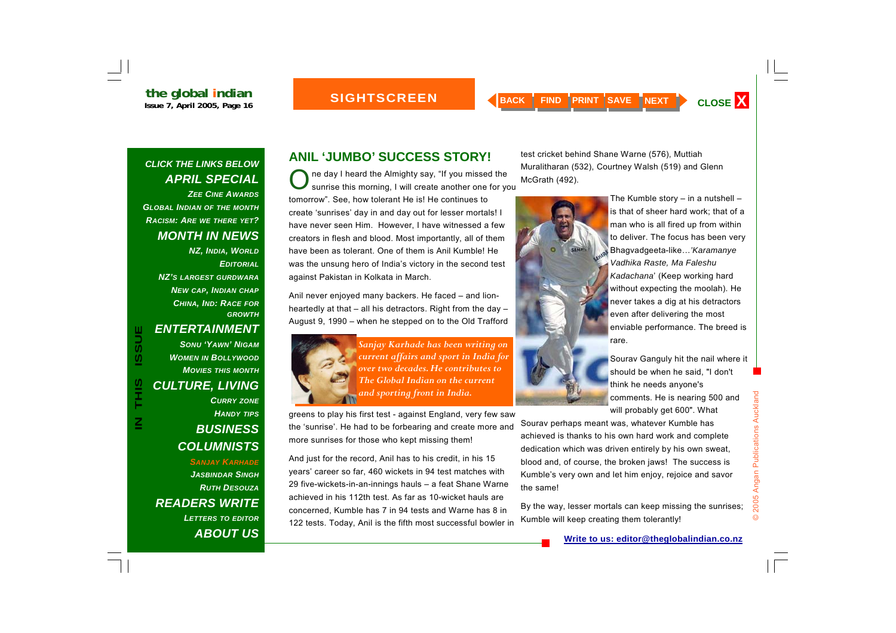## ANIL 'JUMBO' SUCCESS STORY!

One day I heard the Almighty say, "If you missed the sunrise this morning, I will create another one for you tomorrow". See, how tolerant He is! He continues to create 'sunrises' day in and day out for lesser mortals! I have never seen Him. However, I have witnessed a few creators in flesh and blood. Most importantly, all of them have been as tolerant. One of them is Anil Kumble! He was the unsung hero of India's victory in the second test against Pakistan in Kolkata in March.

Anil never enjoyed many backers. He faced – and lion-heartedly at that – all his detractors. Right from the day – August 9, 1990 – when he stepped on to the Old Trafford greens to play his first test - against England, very few saw the 'sunrise'. He had to be forbearing and create more and more sunrises for those who kept missing them!

*Sanjay Karhade has been writing on current affairs and sport in India for over two decades. He contributes to The Global Indian on the current and sporting front in India.*

And just for the record, Anil has to his credit, in his 15 years' career so far, 460 wickets in 94 test matches with 29 five-wickets-in-an-innings hauls – a feat Shane Warne achieved in his 112th test. As far as 10-wicket hauls are concerned, Kumble has 7 in 94 tests and Warne has 8 in 122 tests. Today, Anil is the fifth most successful bowler in test cricket behind Shane Warne (576), Muttiah Muralitharan (532), Courtney Walsh (519) and Glenn McGrath (492).

The Kumble story – in a nutshell – is that of sheer hard work; that of a man who is all fired up from within to deliver. The focus has been very Bhagvadgeeta-like…*'Karamanye Vadhika Raste, Ma Faleshu Kadachana'* (Keep working hard without expecting the moolah). He never takes a dig at his detractors even after delivering the most enviable performance. The breed is rare.

Sourav Ganguly hit the nail where it should be when he said, "I don't think he needs anyone's comments. He is nearing 500 and will probably get 600". What Sourav perhaps meant was, whatever Kumble has achieved is thanks to his own hard work and complete dedication which was driven entirely by his own sweat, blood and, of course, the broken jaws! The success is Kumble's very own and let him enjoy, rejoice and savor the same!

By the way, lesser mortals can keep missing the sunrises; Kumble will keep creating them tolerantly!

Write to us: editor@theglobalindian.co.nz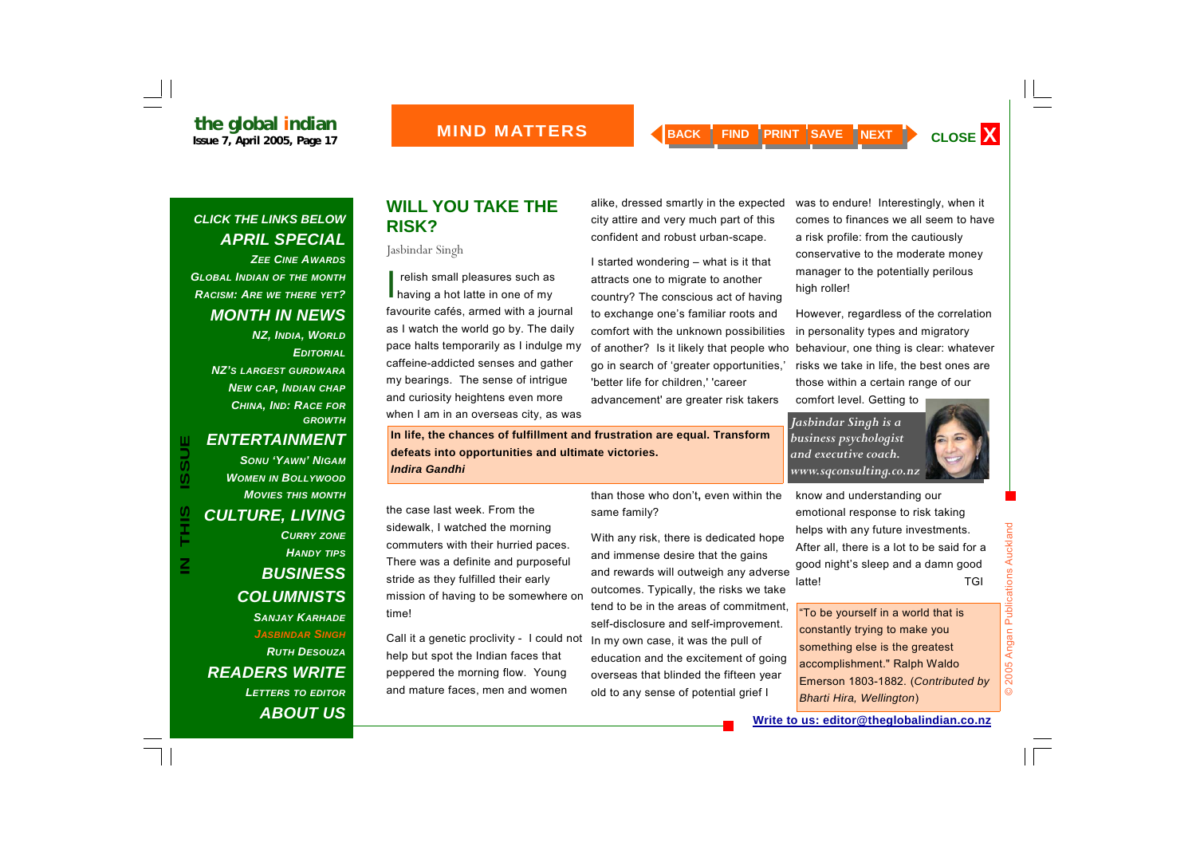# WILL YOU TAKE THE RISK?

Jasbindar Singh

I relish small pleasures such as having a hot latte in one of my favourite cafés, armed with a journal as I watch the world go by. The daily pace halts temporarily as I indulge my caffeine-addicted senses and gather my bearings. The sense of intrigue and curiosity heightens even more when I am in an overseas city, as was the case last week. From the sidewalk, I watched the morning commuters with their hurried paces. There was a definite and purposeful stride as they fulfilled their early mission of having to be somewhere on time!

Call it a genetic proclivity - I could not help but spot the Indian faces that peppered the morning flow. Young and mature faces, men and women alike, dressed smartly in the expected city attire and very much part of this confident and robust urban-scape.

I started wondering – what is it that attracts one to migrate to another country? The conscious act of having to exchange one's familiar roots and comfort with the unknown possibilities of another? Is it likely that people who go in search of 'greater opportunities,' 'better life for children,' 'career advancement' are greater risk takers than those who don't, even within the same family?

> **In life, the chances of fulfillment and frustration are equal. Transform defeats into opportunities and ultimate victories.**
> ***Indira Gandhi***

With any risk, there is dedicated hope and immense desire that the gains and rewards will outweigh any adverse outcomes. Typically, the risks we take tend to be in the areas of commitment, self-disclosure and self-improvement. In my own case, it was the pull of education and the excitement of going overseas that blinded the fifteen year old to any sense of potential grief I was to endure! Interestingly, when it comes to finances we all seem to have a risk profile: from the cautiously conservative to the moderate money manager to the potentially perilous high roller!

However, regardless of the correlation in personality types and migratory behaviour, one thing is clear: whatever risks we take in life, the best ones are those within a certain range of our comfort level. Getting to know and understanding our emotional response to risk taking helps with any future investments. After all, there is a lot to be said for a good night's sleep and a damn good latte! TGI

*Jasbindar Singh is a business psychologist and executive coach. www.sqconsulting.co.nz*

> "To be yourself in a world that is constantly trying to make you something else is the greatest accomplishment." Ralph Waldo Emerson 1803-1882. (*Contributed by Bharti Hira, Wellington*)

**Write to us: editor@theglobalindian.co.nz**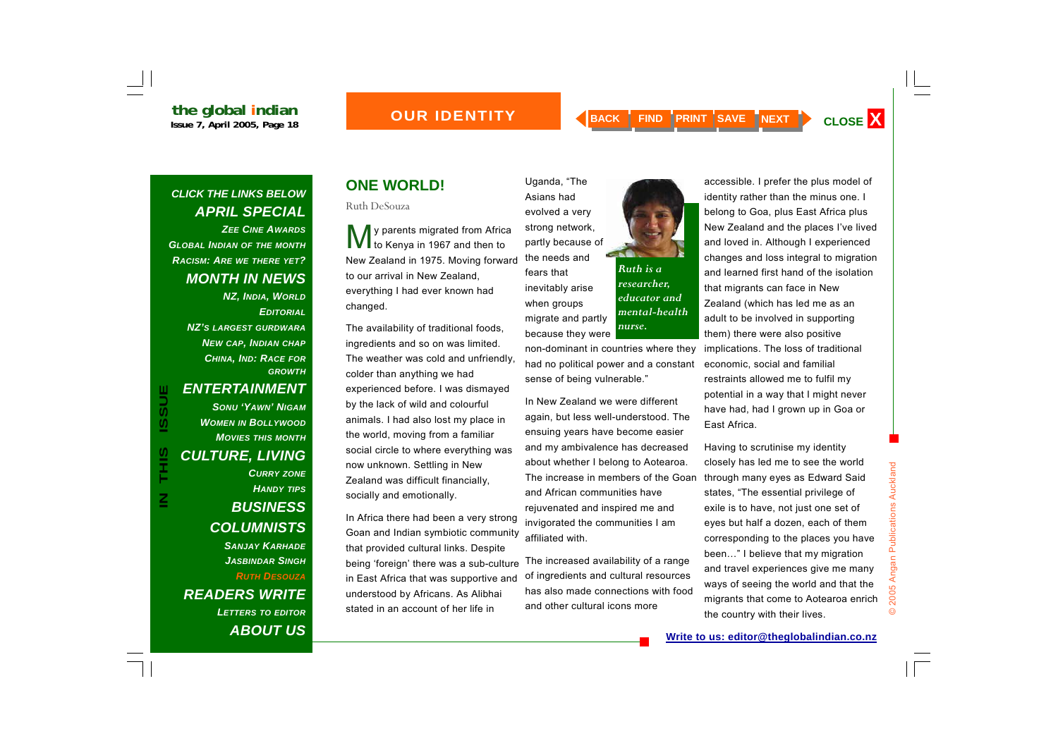## ONE WORLD!

Ruth DeSouza

My parents migrated from Africa to Kenya in 1967 and then to New Zealand in 1975. Moving forward to our arrival in New Zealand, everything I had ever known had changed.

The availability of traditional foods, ingredients and so on was limited. The weather was cold and unfriendly, colder than anything we had experienced before. I was dismayed by the lack of wild and colourful animals. I had also lost my place in the world, moving from a familiar social circle to where everything was now unknown. Settling in New Zealand was difficult financially, socially and emotionally.

In Africa there had been a very strong Goan and Indian symbiotic community that provided cultural links. Despite being 'foreign' there was a sub-culture in East Africa that was supportive and understood by Africans. As Alibhai stated in an account of her life in Uganda, "The Asians had evolved a very strong network, partly because of the needs and fears that inevitably arise when groups migrate and partly because they were non-dominant in countries where they had no political power and a constant sense of being vulnerable."

*Ruth is a researcher, educator and mental-health nurse.*

In New Zealand we were different again, but less well-understood. The ensuing years have become easier and my ambivalence has decreased about whether I belong to Aotearoa. The increase in members of the Goan and African communities have rejuvenated and inspired me and invigorated the communities I am affiliated with.

The increased availability of a range of ingredients and cultural resources has also made connections with food and other cultural icons more accessible. I prefer the plus model of identity rather than the minus one. I belong to Goa, plus East Africa plus New Zealand and the places I've lived and loved in. Although I experienced changes and loss integral to migration and learned first hand of the isolation that migrants can face in New Zealand (which has led me as an adult to be involved in supporting them) there were also positive implications. The loss of traditional economic, social and familial restraints allowed me to fulfil my potential in a way that I might never have had, had I grown up in Goa or East Africa.

Having to scrutinise my identity closely has led me to see the world through many eyes as Edward Said states, "The essential privilege of exile is to have, not just one set of eyes but half a dozen, each of them corresponding to the places you have been…" I believe that my migration and travel experiences give me many ways of seeing the world and that the migrants that come to Aotearoa enrich the country with their lives.

**Write to us: editor@theglobalindian.co.nz**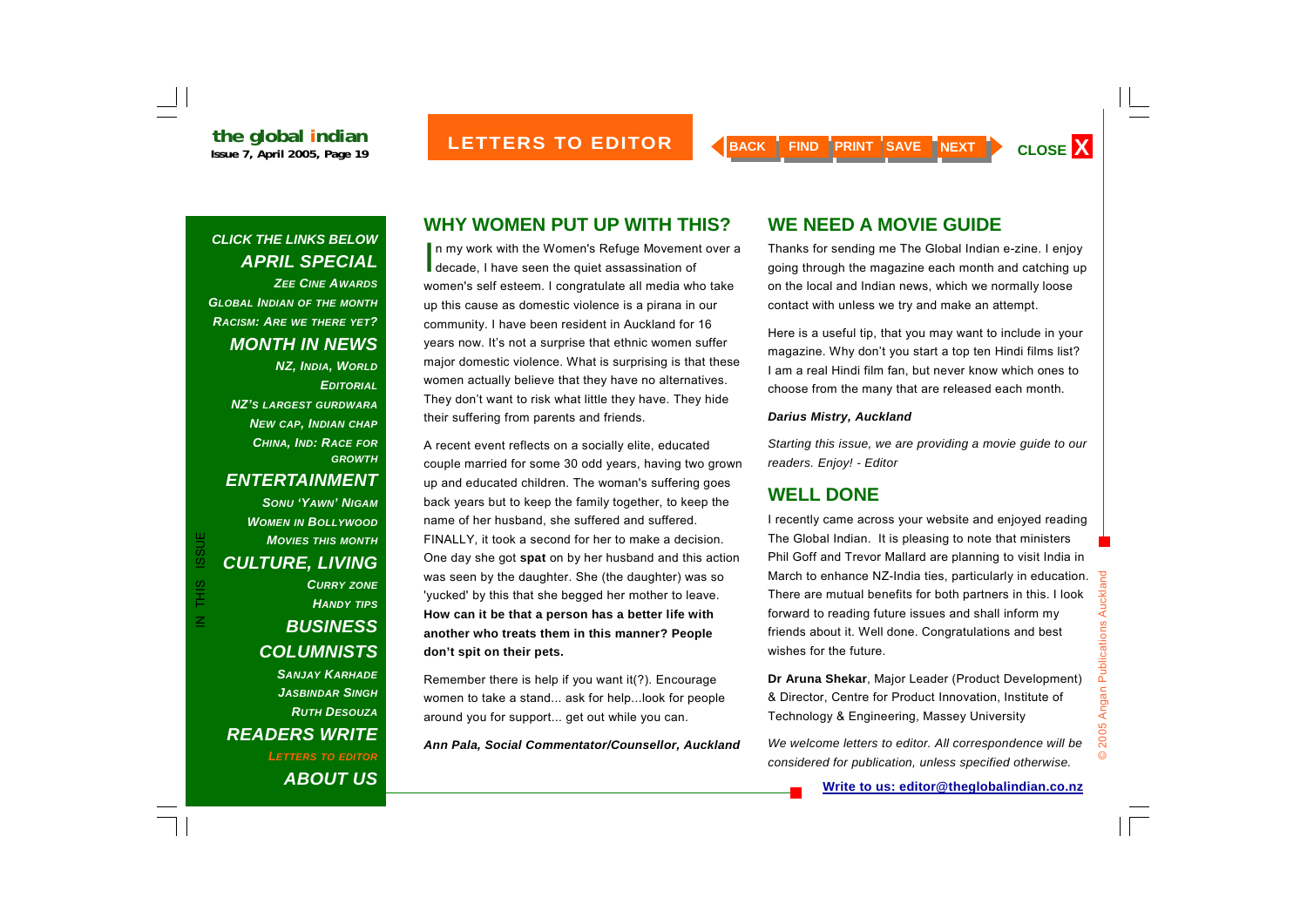## WHY WOMEN PUT UP WITH THIS?

In my work with the Women's Refuge Movement over a decade, I have seen the quiet assassination of women's self esteem. I congratulate all media who take up this cause as domestic violence is a pirana in our community. I have been resident in Auckland for 16 years now. It's not a surprise that ethnic women suffer major domestic violence. What is surprising is that these women actually believe that they have no alternatives. They don't want to risk what little they have. They hide their suffering from parents and friends.

A recent event reflects on a socially elite, educated couple married for some 30 odd years, having two grown up and educated children. The woman's suffering goes back years but to keep the family together, to keep the name of her husband, she suffered and suffered. FINALLY, it took a second for her to make a decision. One day she got **spat** on by her husband and this action was seen by the daughter. She (the daughter) was so 'yucked' by this that she begged her mother to leave. **How can it be that a person has a better life with another who treats them in this manner? People don't spit on their pets.**

Remember there is help if you want it(?). Encourage women to take a stand... ask for help...look for people around you for support... get out while you can.

***Ann Pala, Social Commentator/Counsellor, Auckland***

## WE NEED A MOVIE GUIDE

Thanks for sending me The Global Indian e-zine. I enjoy going through the magazine each month and catching up on the local and Indian news, which we normally loose contact with unless we try and make an attempt.

Here is a useful tip, that you may want to include in your magazine. Why don't you start a top ten Hindi films list? I am a real Hindi film fan, but never know which ones to choose from the many that are released each month.

***Darius Mistry, Auckland***

*Starting this issue, we are providing a movie guide to our readers. Enjoy! - Editor*

## WELL DONE

I recently came across your website and enjoyed reading The Global Indian. It is pleasing to note that ministers Phil Goff and Trevor Mallard are planning to visit India in March to enhance NZ-India ties, particularly in education. There are mutual benefits for both partners in this. I look forward to reading future issues and shall inform my friends about it. Well done. Congratulations and best wishes for the future.

**Dr Aruna Shekar**, Major Leader (Product Development) & Director, Centre for Product Innovation, Institute of Technology & Engineering, Massey University

*We welcome letters to editor. All correspondence will be considered for publication, unless specified otherwise.*

**Write to us: editor@theglobalindian.co.nz**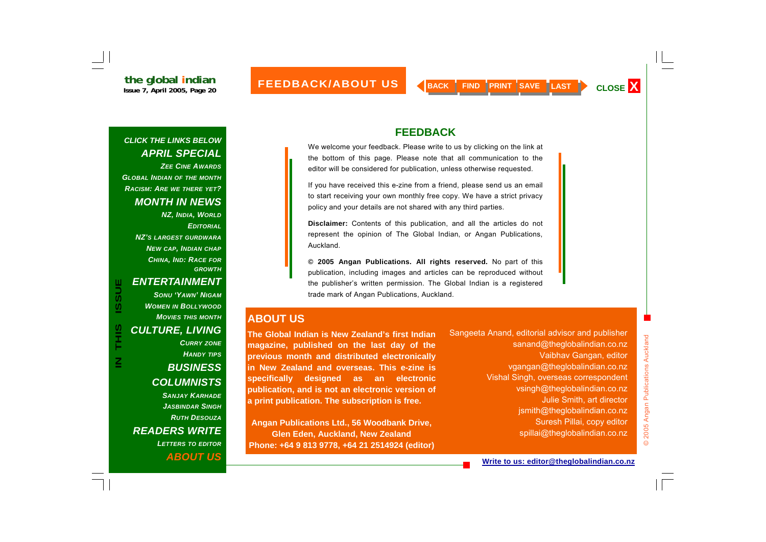# FEEDBACK/ABOUT US

## FEEDBACK

We welcome your feedback. Please write to us by clicking on the link at the bottom of this page. Please note that all communication to the editor will be considered for publication, unless otherwise requested.

If you have received this e-zine from a friend, please send us an email to start receiving your own monthly free copy. We have a strict privacy policy and your details are not shared with any third parties.

**Disclaimer:** Contents of this publication, and all the articles do not represent the opinion of The Global Indian, or Angan Publications, Auckland.

**© 2005 Angan Publications. All rights reserved.** No part of this publication, including images and articles can be reproduced without the publisher's written permission. The Global Indian is a registered trade mark of Angan Publications, Auckland.

## ABOUT US

**The Global Indian is New Zealand's first Indian magazine, published on the last day of the previous month and distributed electronically in New Zealand and overseas. This e-zine is specifically designed as an electronic publication, and is not an electronic version of a print publication. The subscription is free.**

**Angan Publications Ltd., 56 Woodbank Drive, Glen Eden, Auckland, New Zealand**
**Phone: +64 9 813 9778, +64 21 2514924 (editor)**

Sangeeta Anand, editorial advisor and publisher
sanand@theglobalindian.co.nz
Vaibhav Gangan, editor
vgangan@theglobalindian.co.nz
Vishal Singh, overseas correspondent
vsingh@theglobalindian.co.nz
Julie Smith, art director
jsmith@theglobalindian.co.nz
Suresh Pillai, copy editor
spillai@theglobalindian.co.nz

**Write to us: editor@theglobalindian.co.nz**